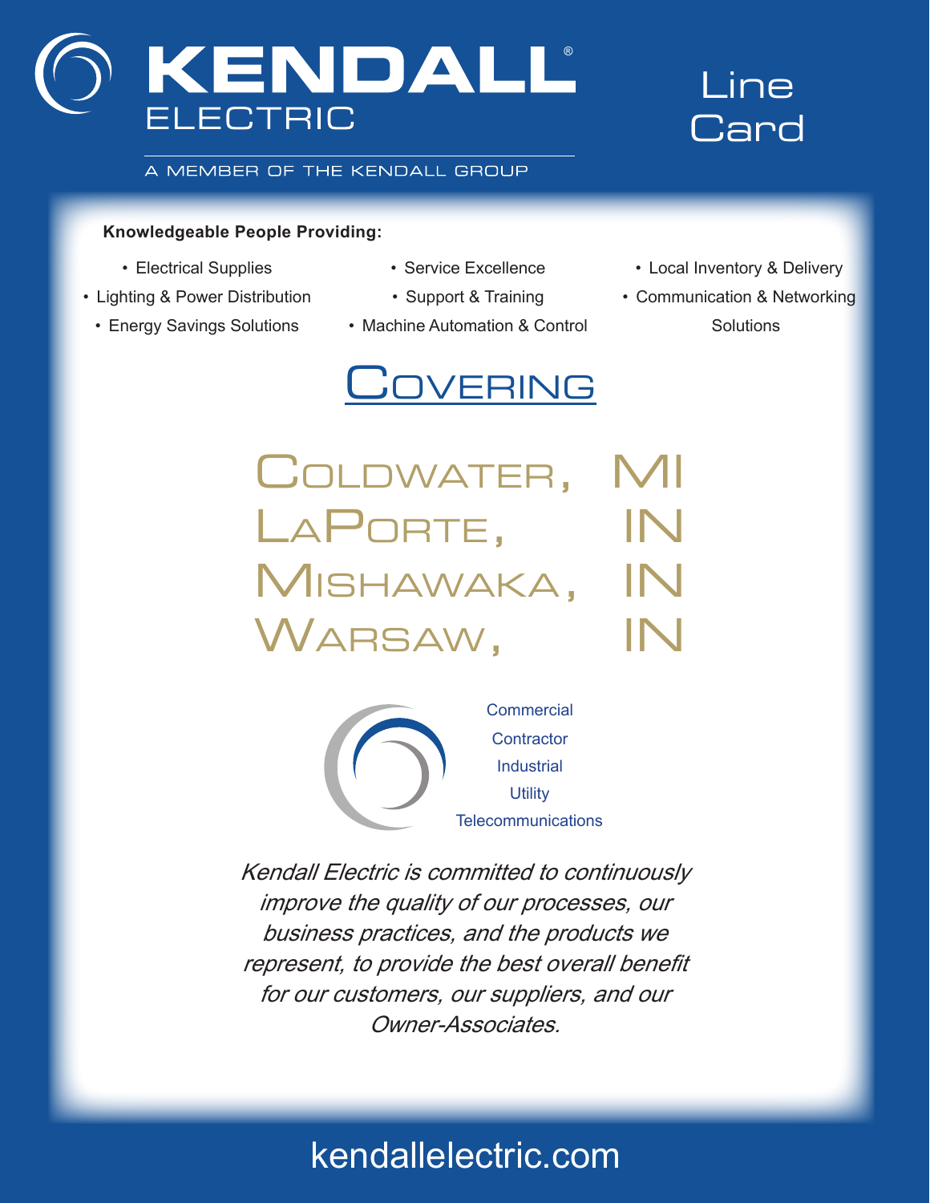# KENDALL® ELECTRIC

A MEMBER OF THE KENDALL GROUP

# Line Card

**Knowledgeable People Providing:**

- Electrical Supplies
- Lighting & Power Distribution
- Energy Savings Solutions
- Service Excellence
- Support & Training
- Machine Automation & Control
- Local Inventory & Delivery
- Communication & Networking Solutions

## COVERING

## COLDWATER, MI
## LAPORTE, IN
## MISHAWAKA, IN
## WARSAW, IN

Commercial
Contractor
Industrial
Utility
Telecommunications

*Kendall Electric is committed to continuously improve the quality of our processes, our business practices, and the products we represent, to provide the best overall benefit for our customers, our suppliers, and our Owner-Associates.*

kendallelectric.com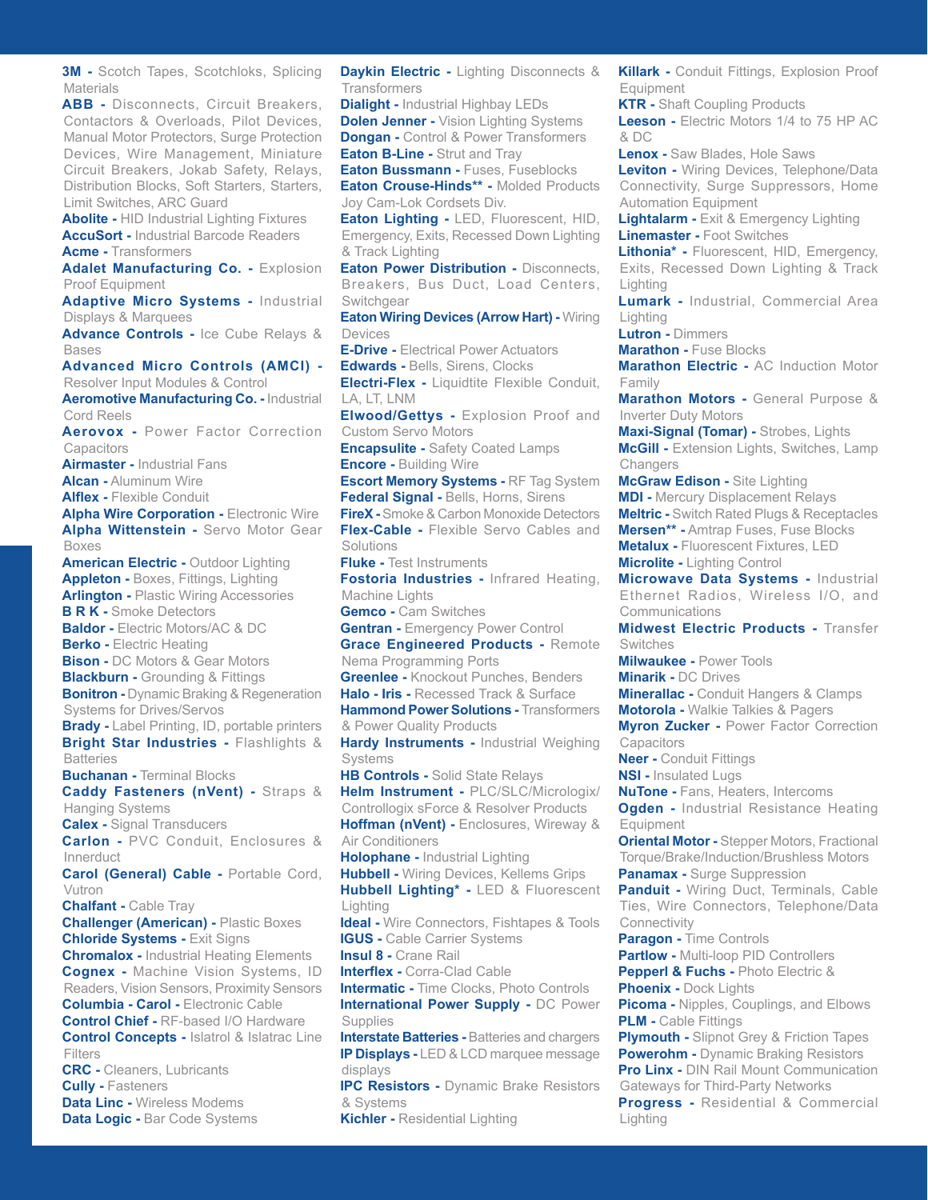**3M** - Scotch Tapes, Scotchloks, Splicing Materials
**ABB** - Disconnects, Circuit Breakers, Contactors & Overloads, Pilot Devices, Manual Motor Protectors, Surge Protection Devices, Wire Management, Miniature Circuit Breakers, Jokab Safety, Relays, Distribution Blocks, Soft Starters, Starters, Limit Switches, ARC Guard
**Abolite** - HID Industrial Lighting Fixtures
**AccuSort** - Industrial Barcode Readers
**Acme** - Transformers
**Adalet Manufacturing Co.** - Explosion Proof Equipment
**Adaptive Micro Systems** - Industrial Displays & Marquees
**Advance Controls** - Ice Cube Relays & Bases
**Advanced Micro Controls (AMCI)** - Resolver Input Modules & Control
**Aeromotive Manufacturing Co.** - Industrial Cord Reels
**Aerovox** - Power Factor Correction Capacitors
**Airmaster** - Industrial Fans
**Alcan** - Aluminum Wire
**Alflex** - Flexible Conduit
**Alpha Wire Corporation** - Electronic Wire
**Alpha Wittenstein** - Servo Motor Gear Boxes
**American Electric** - Outdoor Lighting
**Appleton** - Boxes, Fittings, Lighting
**Arlington** - Plastic Wiring Accessories
**B R K** - Smoke Detectors
**Baldor** - Electric Motors/AC & DC
**Berko** - Electric Heating
**Bison** - DC Motors & Gear Motors
**Blackburn** - Grounding & Fittings
**Bonitron** - Dynamic Braking & Regeneration Systems for Drives/Servos
**Brady** - Label Printing, ID, portable printers
**Bright Star Industries** - Flashlights & Batteries
**Buchanan** - Terminal Blocks
**Caddy Fasteners (nVent)** - Straps & Hanging Systems
**Calex** - Signal Transducers
**Carlon** - PVC Conduit, Enclosures & Innerduct
**Carol (General) Cable** - Portable Cord, Vutron
**Chalfant** - Cable Tray
**Challenger (American)** - Plastic Boxes
**Chloride Systems** - Exit Signs
**Chromalox** - Industrial Heating Elements
**Cognex** - Machine Vision Systems, ID Readers, Vision Sensors, Proximity Sensors
**Columbia - Carol** - Electronic Cable
**Control Chief** - RF-based I/O Hardware
**Control Concepts** - Islatrol & Islatrac Line Filters
**CRC** - Cleaners, Lubricants
**Cully** - Fasteners
**Data Linc** - Wireless Modems
**Data Logic** - Bar Code Systems

**Daykin Electric** - Lighting Disconnects & Transformers
**Dialight** - Industrial Highbay LEDs
**Dolen Jenner** - Vision Lighting Systems
**Dongan** - Control & Power Transformers
**Eaton B-Line** - Strut and Tray
**Eaton Bussmann** - Fuses, Fuseblocks
**Eaton Crouse-Hinds**** - Molded Products Joy Cam-Lok Cordsets Div.
**Eaton Lighting** - LED, Fluorescent, HID, Emergency, Exits, Recessed Down Lighting & Track Lighting
**Eaton Power Distribution** - Disconnects, Breakers, Bus Duct, Load Centers, Switchgear
**Eaton Wiring Devices (Arrow Hart)** - Wiring Devices
**E-Drive** - Electrical Power Actuators
**Edwards** - Bells, Sirens, Clocks
**Electri-Flex** - Liquidtite Flexible Conduit, LA, LT, LNM
**Elwood/Gettys** - Explosion Proof and Custom Servo Motors
**Encapsulite** - Safety Coated Lamps
**Encore** - Building Wire
**Escort Memory Systems** - RF Tag System
**Federal Signal** - Bells, Horns, Sirens
**FireX** - Smoke & Carbon Monoxide Detectors
**Flex-Cable** - Flexible Servo Cables and Solutions
**Fluke** - Test Instruments
**Fostoria Industries** - Infrared Heating, Machine Lights
**Gemco** - Cam Switches
**Gentran** - Emergency Power Control
**Grace Engineered Products** - Remote Nema Programming Ports
**Greenlee** - Knockout Punches, Benders
**Halo - Iris** - Recessed Track & Surface
**Hammond Power Solutions** - Transformers & Power Quality Products
**Hardy Instruments** - Industrial Weighing Systems
**HB Controls** - Solid State Relays
**Helm Instrument** - PLC/SLC/Micrologix/Controllogix sForce & Resolver Products
**Hoffman (nVent)** - Enclosures, Wireway & Air Conditioners
**Holophane** - Industrial Lighting
**Hubbell** - Wiring Devices, Kellems Grips
**Hubbell Lighting*** - LED & Fluorescent Lighting
**Ideal** - Wire Connectors, Fishtapes & Tools
**IGUS** - Cable Carrier Systems
**Insul 8** - Crane Rail
**Interflex** - Corra-Clad Cable
**Intermatic** - Time Clocks, Photo Controls
**International Power Supply** - DC Power Supplies
**Interstate Batteries** - Batteries and chargers
**IP Displays** - LED & LCD marquee message displays
**IPC Resistors** - Dynamic Brake Resistors & Systems
**Kichler** - Residential Lighting

**Killark** - Conduit Fittings, Explosion Proof Equipment
**KTR** - Shaft Coupling Products
**Leeson** - Electric Motors 1/4 to 75 HP AC & DC
**Lenox** - Saw Blades, Hole Saws
**Leviton** - Wiring Devices, Telephone/Data Connectivity, Surge Suppressors, Home Automation Equipment
**Lightalarm** - Exit & Emergency Lighting
**Linemaster** - Foot Switches
**Lithonia*** - Fluorescent, HID, Emergency, Exits, Recessed Down Lighting & Track Lighting
**Lumark** - Industrial, Commercial Area Lighting
**Lutron** - Dimmers
**Marathon** - Fuse Blocks
**Marathon Electric** - AC Induction Motor Family
**Marathon Motors** - General Purpose & Inverter Duty Motors
**Maxi-Signal (Tomar)** - Strobes, Lights
**McGill** - Extension Lights, Switches, Lamp Changers
**McGraw Edison** - Site Lighting
**MDI** - Mercury Displacement Relays
**Meltric** - Switch Rated Plugs & Receptacles
**Mersen**** - Amtrap Fuses, Fuse Blocks
**Metalux** - Fluorescent Fixtures, LED
**Microlite** - Lighting Control
**Microwave Data Systems** - Industrial Ethernet Radios, Wireless I/O, and Communications
**Midwest Electric Products** - Transfer Switches
**Milwaukee** - Power Tools
**Minarik** - DC Drives
**Minerallac** - Conduit Hangers & Clamps
**Motorola** - Walkie Talkies & Pagers
**Myron Zucker** - Power Factor Correction Capacitors
**Neer** - Conduit Fittings
**NSI** - Insulated Lugs
**NuTone** - Fans, Heaters, Intercoms
**Ogden** - Industrial Resistance Heating Equipment
**Oriental Motor** - Stepper Motors, Fractional Torque/Brake/Induction/Brushless Motors
**Panamax** - Surge Suppression
**Panduit** - Wiring Duct, Terminals, Cable Ties, Wire Connectors, Telephone/Data Connectivity
**Paragon** - Time Controls
**Partlow** - Multi-loop PID Controllers
**Pepperl & Fuchs** - Photo Electric &
**Phoenix** - Dock Lights
**Picoma** - Nipples, Couplings, and Elbows
**PLM** - Cable Fittings
**Plymouth** - Slipnot Grey & Friction Tapes
**Powerohm** - Dynamic Braking Resistors
**Pro Linx** - DIN Rail Mount Communication Gateways for Third-Party Networks
**Progress** - Residential & Commercial Lighting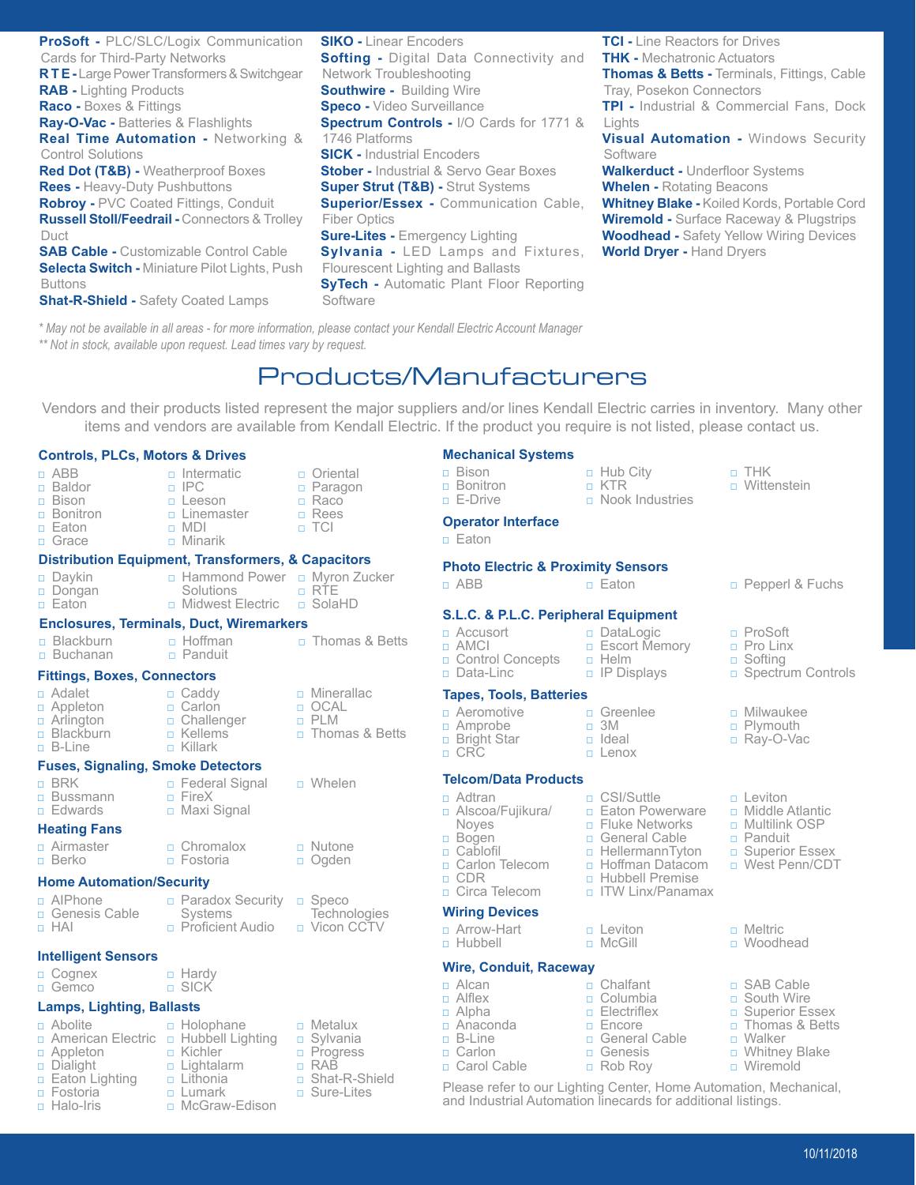**ProSoft -** PLC/SLC/Logix Communication Cards for Third-Party Networks
**RTE -** Large Power Transformers & Switchgear
**RAB -** Lighting Products
**Raco -** Boxes & Fittings
**Ray-O-Vac -** Batteries & Flashlights
**Real Time Automation -** Networking & Control Solutions
**Red Dot (T&B) -** Weatherproof Boxes
**Rees -** Heavy-Duty Pushbuttons
**Robroy -** PVC Coated Fittings, Conduit
**Russell Stoll/Feedrail -** Connectors & Trolley Duct
**SAB Cable -** Customizable Control Cable
**Selecta Switch -** Miniature Pilot Lights, Push Buttons
**Shat-R-Shield -** Safety Coated Lamps
**SIKO -** Linear Encoders
**Softing -** Digital Data Connectivity and Network Troubleshooting
**Southwire -** Building Wire
**Speco -** Video Surveillance
**Spectrum Controls -** I/O Cards for 1771 & 1746 Platforms
**SICK -** Industrial Encoders
**Stober -** Industrial & Servo Gear Boxes
**Super Strut (T&B) -** Strut Systems
**Superior/Essex -** Communication Cable, Fiber Optics
**Sure-Lites -** Emergency Lighting
**Sylvania -** LED Lamps and Fixtures, Flourescent Lighting and Ballasts
**SyTech -** Automatic Plant Floor Reporting Software
**TCI -** Line Reactors for Drives
**THK -** Mechatronic Actuators
**Thomas & Betts -** Terminals, Fittings, Cable Tray, Posekon Connectors
**TPI -** Industrial & Commercial Fans, Dock Lights
**Visual Automation -** Windows Security Software
**Walkerduct -** Underfloor Systems
**Whelen -** Rotating Beacons
**Whitney Blake -** Koiled Kords, Portable Cord
**Wiremold -** Surface Raceway & Plugstrips
**Woodhead -** Safety Yellow Wiring Devices
**World Dryer -** Hand Dryers

*\* May not be available in all areas - for more information, please contact your Kendall Electric Account Manager*
*\*\* Not in stock, available upon request. Lead times vary by request.*

# Products/Manufacturers

Vendors and their products listed represent the major suppliers and/or lines Kendall Electric carries in inventory. Many other items and vendors are available from Kendall Electric. If the product you require is not listed, please contact us.

### Controls, PLCs, Motors & Drives
- ABB
- Baldor
- Bison
- Bonitron
- Eaton
- Grace
- Intermatic
- IPC
- Leeson
- Linemaster
- MDI
- Minarik
- Oriental
- Paragon
- Raco
- Rees
- TCI

### Distribution Equipment, Transformers, & Capacitors
- Daykin
- Dongan
- Eaton
- Hammond Power Solutions
- Midwest Electric
- Myron Zucker
- RTE
- SolaHD

### Enclosures, Terminals, Duct, Wiremarkers
- Blackburn
- Buchanan
- Hoffman
- Panduit
- Thomas & Betts

### Fittings, Boxes, Connectors
- Adalet
- Appleton
- Arlington
- Blackburn
- B-Line
- Caddy
- Carlon
- Challenger
- Kellems
- Killark
- Minerallac
- OCAL
- PLM
- Thomas & Betts

### Fuses, Signaling, Smoke Detectors
- BRK
- Bussmann
- Edwards
- Federal Signal
- FireX
- Maxi Signal
- Whelen

### Heating Fans
- Airmaster
- Berko
- Chromalox
- Fostoria
- Nutone
- Ogden

### Home Automation/Security
- AIPhone
- Genesis Cable
- HAI
- Paradox Security Systems
- Proficient Audio
- Speco Technologies
- Vicon CCTV

### Intelligent Sensors
- Cognex
- Gemco
- Hardy
- SICK

### Lamps, Lighting, Ballasts
- Abolite
- American Electric
- Appleton
- Dialight
- Eaton Lighting
- Fostoria
- Halo-Iris
- Holophane
- Hubbell Lighting
- Kichler
- Lightalarm
- Lithonia
- Lumark
- McGraw-Edison
- Metalux
- Sylvania
- Progress
- RAB
- Shat-R-Shield
- Sure-Lites

### Mechanical Systems
- Bison
- Bonitron
- E-Drive
- Hub City
- KTR
- Nook Industries
- THK
- Wittenstein

### Operator Interface
- Eaton

### Photo Electric & Proximity Sensors
- ABB
- Eaton
- Pepperl & Fuchs

### S.L.C. & P.L.C. Peripheral Equipment
- Accusort
- AMCI
- Control Concepts
- Data-Linc
- DataLogic
- Escort Memory
- Helm
- IP Displays
- ProSoft
- Pro Linx
- Softing
- Spectrum Controls

### Tapes, Tools, Batteries
- Aeromotive
- Amprobe
- Bright Star
- CRC
- Greenlee
- 3M
- Ideal
- Lenox
- Milwaukee
- Plymouth
- Ray-O-Vac

### Telcom/Data Products
- Adtran
- Alscoa/Fujikura/Noyes
- Bogen
- Cablofil
- Carlon Telecom
- CDR
- Circa Telecom
- CSI/Suttle
- Eaton Powerware
- Fluke Networks
- General Cable
- HellermannTyton
- Hoffman Datacom
- Hubbell Premise
- ITW Linx/Panamax
- Leviton
- Middle Atlantic
- Multilink OSP
- Panduit
- Superior Essex
- West Penn/CDT

### Wiring Devices
- Arrow-Hart
- Hubbell
- Leviton
- McGill
- Meltric
- Woodhead

### Wire, Conduit, Raceway
- Alcan
- Alflex
- Alpha
- Anaconda
- B-Line
- Carlon
- Carol Cable
- Chalfant
- Columbia
- Electriflex
- Encore
- General Cable
- Genesis
- Rob Roy
- SAB Cable
- South Wire
- Superior Essex
- Thomas & Betts
- Walker
- Whitney Blake
- Wiremold

Please refer to our Lighting Center, Home Automation, Mechanical, and Industrial Automation linecards for additional listings.

10/11/2018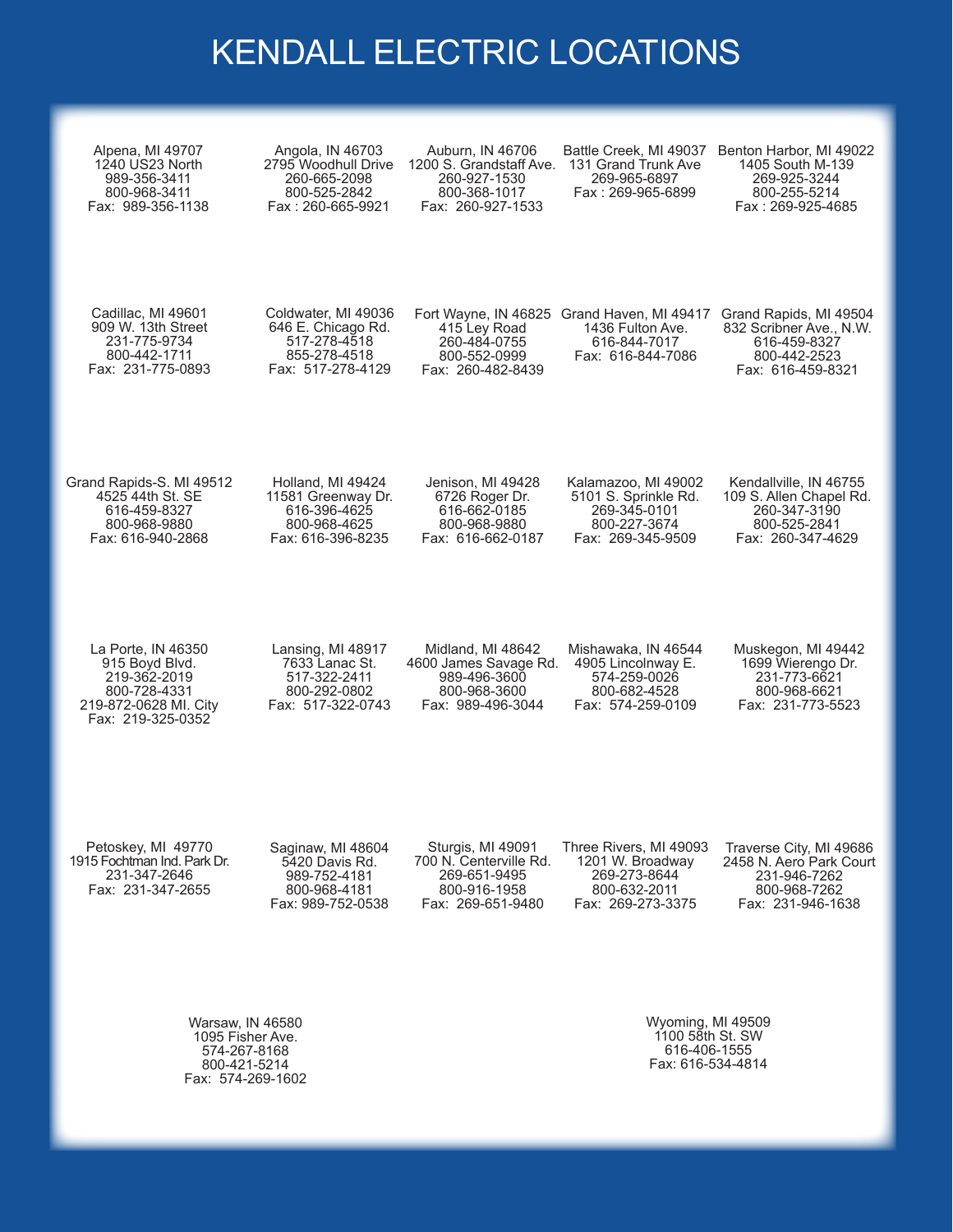# KENDALL ELECTRIC LOCATIONS

Alpena, MI 49707
1240 US23 North
989-356-3411
800-968-3411
Fax: 989-356-1138

Angola, IN 46703
2795 Woodhull Drive
260-665-2098
800-525-2842
Fax : 260-665-9921

Auburn, IN 46706
1200 S. Grandstaff Ave.
260-927-1530
800-368-1017
Fax: 260-927-1533

Battle Creek, MI 49037
131 Grand Trunk Ave
269-965-6897
Fax : 269-965-6899

Benton Harbor, MI 49022
1405 South M-139
269-925-3244
800-255-5214
Fax : 269-925-4685

Cadillac, MI 49601
909 W. 13th Street
231-775-9734
800-442-1711
Fax: 231-775-0893

Coldwater, MI 49036
646 E. Chicago Rd.
517-278-4518
855-278-4518
Fax: 517-278-4129

Fort Wayne, IN 46825
415 Ley Road
260-484-0755
800-552-0999
Fax: 260-482-8439

Grand Haven, MI 49417
1436 Fulton Ave.
616-844-7017
Fax: 616-844-7086

Grand Rapids, MI 49504
832 Scribner Ave., N.W.
616-459-8327
800-442-2523
Fax: 616-459-8321

Grand Rapids-S. MI 49512
4525 44th St. SE
616-459-8327
800-968-9880
Fax: 616-940-2868

Holland, MI 49424
11581 Greenway Dr.
616-396-4625
800-968-4625
Fax: 616-396-8235

Jenison, MI 49428
6726 Roger Dr.
616-662-0185
800-968-9880
Fax: 616-662-0187

Kalamazoo, MI 49002
5101 S. Sprinkle Rd.
269-345-0101
800-227-3674
Fax: 269-345-9509

Kendallville, IN 46755
109 S. Allen Chapel Rd.
260-347-3190
800-525-2841
Fax: 260-347-4629

La Porte, IN 46350
915 Boyd Blvd.
219-362-2019
800-728-4331
219-872-0628 MI. City
Fax: 219-325-0352

Lansing, MI 48917
7633 Lanac St.
517-322-2411
800-292-0802
Fax: 517-322-0743

Midland, MI 48642
4600 James Savage Rd.
989-496-3600
800-968-3600
Fax: 989-496-3044

Mishawaka, IN 46544
4905 Lincolnway E.
574-259-0026
800-682-4528
Fax: 574-259-0109

Muskegon, MI 49442
1699 Wierengo Dr.
231-773-6621
800-968-6621
Fax: 231-773-5523

Petoskey, MI 49770
1915 Fochtman Ind. Park Dr.
231-347-2646
Fax: 231-347-2655

Saginaw, MI 48604
5420 Davis Rd.
989-752-4181
800-968-4181
Fax: 989-752-0538

Sturgis, MI 49091
700 N. Centerville Rd.
269-651-9495
800-916-1958
Fax: 269-651-9480

Three Rivers, MI 49093
1201 W. Broadway
269-273-8644
800-632-2011
Fax: 269-273-3375

Traverse City, MI 49686
2458 N. Aero Park Court
231-946-7262
800-968-7262
Fax: 231-946-1638

Warsaw, IN 46580
1095 Fisher Ave.
574-267-8168
800-421-5214
Fax: 574-269-1602

Wyoming, MI 49509
1100 58th St. SW
616-406-1555
Fax: 616-534-4814